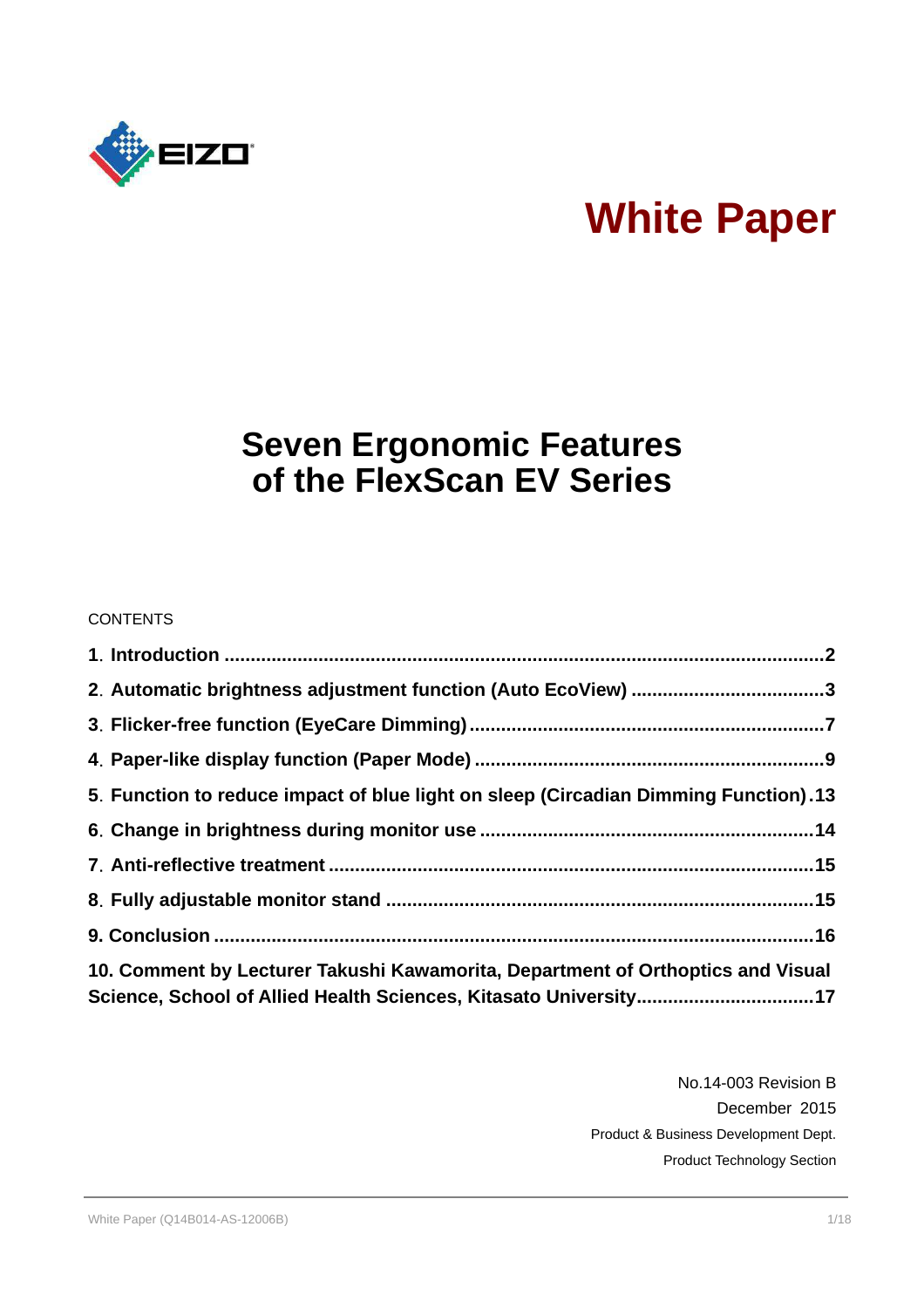EIZO

# White Paper

# Seven Ergonomic Features of the FlexScan EV Series

CONTENTS

**1. Introduction ....................................................................................................2**

**2. Automatic brightness adjustment function (Auto EcoView) ..................................3**

**3. Flicker-free function (EyeCare Dimming) ............................................................7**

**4. Paper-like display function (Paper Mode) ...........................................................9**

**5. Function to reduce impact of blue light on sleep (Circadian Dimming Function).13**

**6. Change in brightness during monitor use ..........................................................14**

**7. Anti-reflective treatment ..................................................................................15**

**8. Fully adjustable monitor stand ........................................................................15**

**9. Conclusion ......................................................................................................16**

**10. Comment by Lecturer Takushi Kawamorita, Department of Orthoptics and Visual Science, School of Allied Health Sciences, Kitasato University.................................17**

No.14-003 Revision B
December 2015
Product & Business Development Dept.
Product Technology Section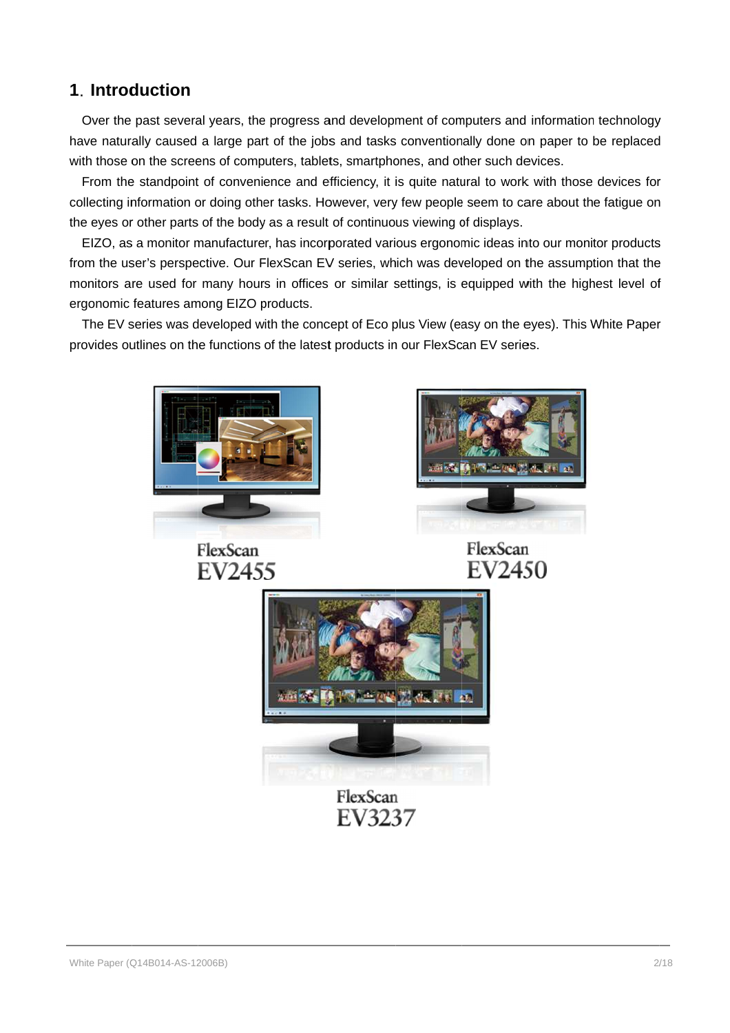## 1. Introduction

Over the past several years, the progress and development of computers and information technology have naturally caused a large part of the jobs and tasks conventionally done on paper to be replaced with those on the screens of computers, tablets, smartphones, and other such devices.

From the standpoint of convenience and efficiency, it is quite natural to work with those devices for collecting information or doing other tasks. However, very few people seem to care about the fatigue on the eyes or other parts of the body as a result of continuous viewing of displays.

EIZO, as a monitor manufacturer, has incorporated various ergonomic ideas into our monitor products from the user's perspective. Our FlexScan EV series, which was developed on the assumption that the monitors are used for many hours in offices or similar settings, is equipped with the highest level of ergonomic features among EIZO products.

The EV series was developed with the concept of Eco plus View (easy on the eyes). This White Paper provides outlines on the functions of the latest products in our FlexScan EV series.

FlexScan EV2455

FlexScan EV2450

FlexScan EV3237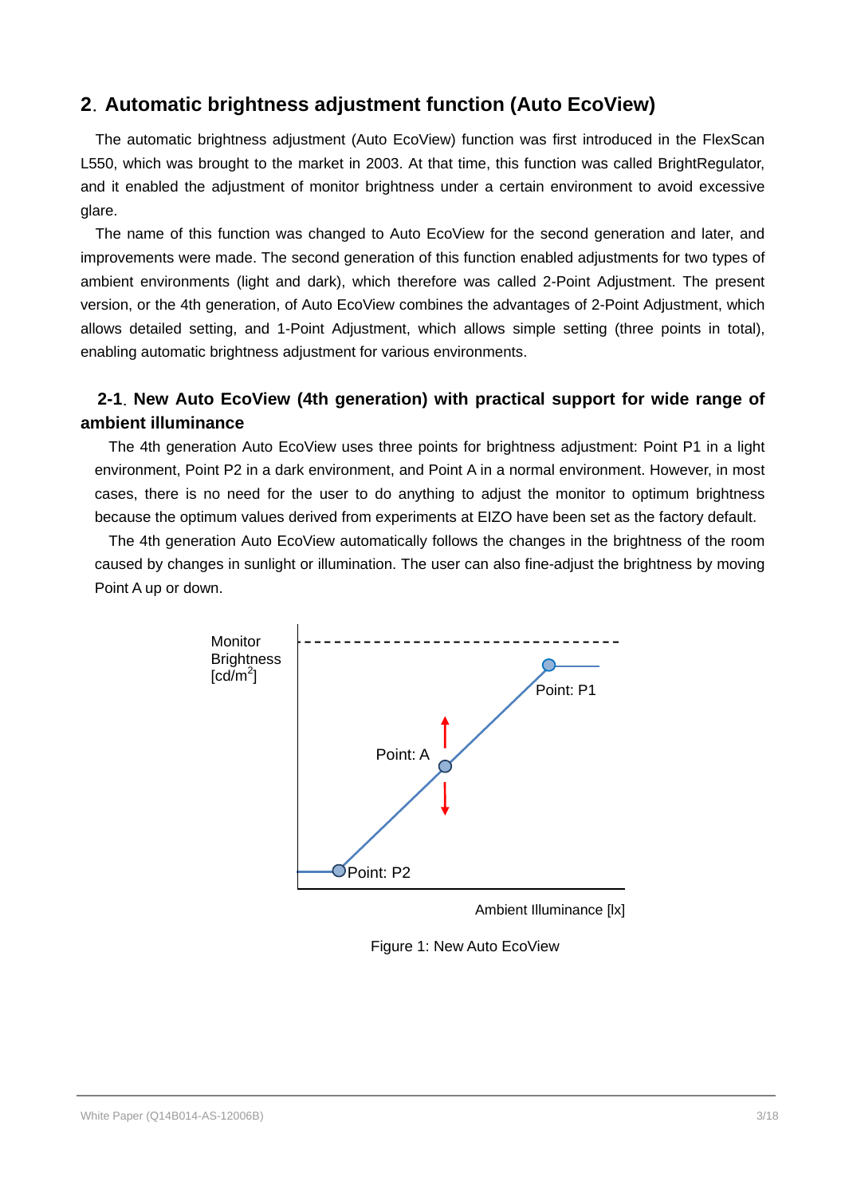## 2. Automatic brightness adjustment function (Auto EcoView)

The automatic brightness adjustment (Auto EcoView) function was first introduced in the FlexScan L550, which was brought to the market in 2003. At that time, this function was called BrightRegulator, and it enabled the adjustment of monitor brightness under a certain environment to avoid excessive glare.

The name of this function was changed to Auto EcoView for the second generation and later, and improvements were made. The second generation of this function enabled adjustments for two types of ambient environments (light and dark), which therefore was called 2-Point Adjustment. The present version, or the 4th generation, of Auto EcoView combines the advantages of 2-Point Adjustment, which allows detailed setting, and 1-Point Adjustment, which allows simple setting (three points in total), enabling automatic brightness adjustment for various environments.

### 2-1. New Auto EcoView (4th generation) with practical support for wide range of ambient illuminance

The 4th generation Auto EcoView uses three points for brightness adjustment: Point P1 in a light environment, Point P2 in a dark environment, and Point A in a normal environment. However, in most cases, there is no need for the user to do anything to adjust the monitor to optimum brightness because the optimum values derived from experiments at EIZO have been set as the factory default.

The 4th generation Auto EcoView automatically follows the changes in the brightness of the room caused by changes in sunlight or illumination. The user can also fine-adjust the brightness by moving Point A up or down.

Monitor Brightness [cd/m$^2$]

Point: P1

Point: A

Point: P2

Ambient Illuminance [lx]

Figure 1: New Auto EcoView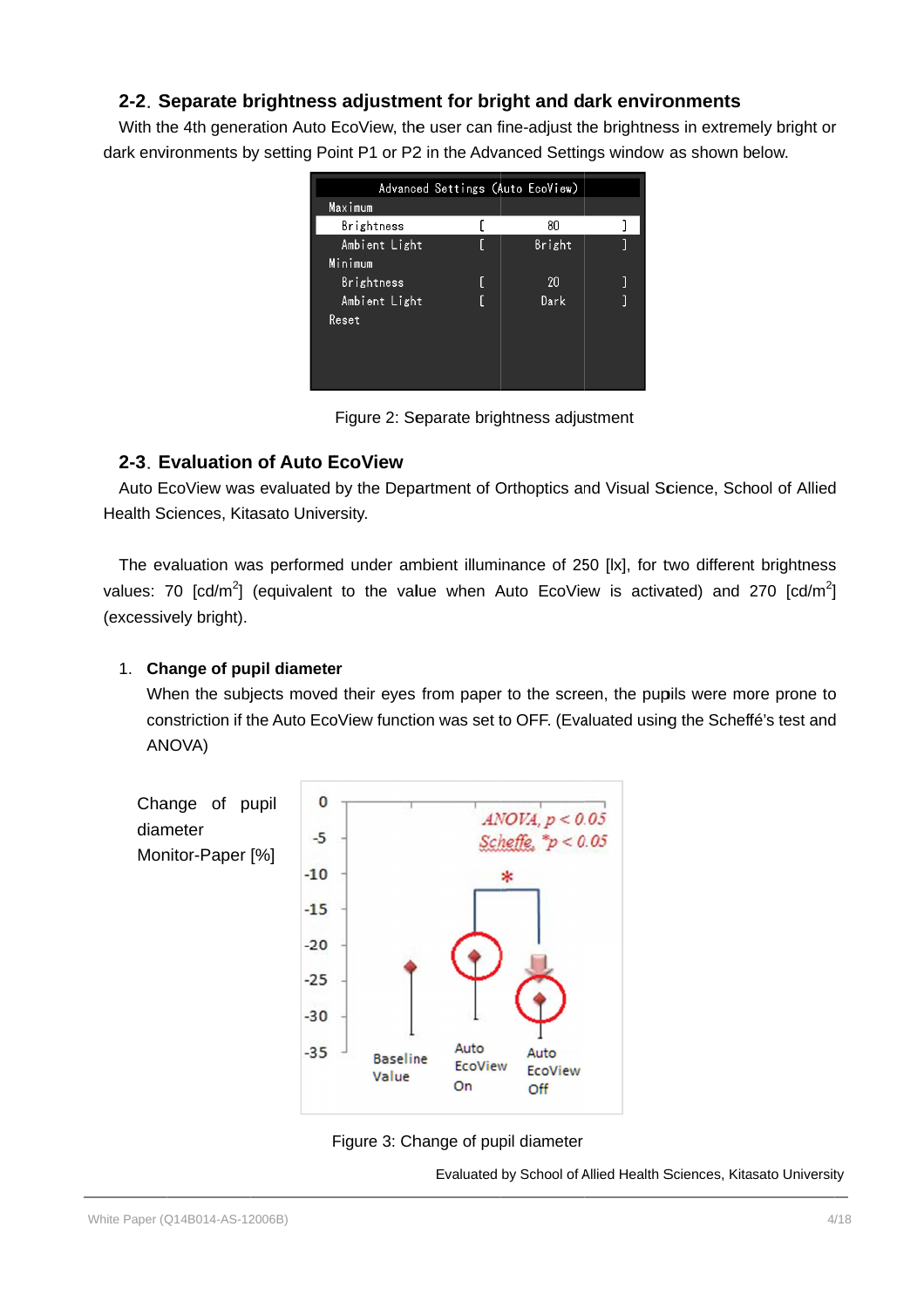## 2-2. Separate brightness adjustment for bright and dark environments

With the 4th generation Auto EcoView, the user can fine-adjust the brightness in extremely bright or dark environments by setting Point P1 or P2 in the Advanced Settings window as shown below.

| Advanced Settings (Auto EcoView) | | | |
|---|---|---|---|
| Maximum | | | |
| Brightness | [ | 80 | ] |
| Ambient Light | [ | Bright | ] |
| Minimum | | | |
| Brightness | [ | 20 | ] |
| Ambient Light | [ | Dark | ] |
| Reset | | | |

Figure 2: Separate brightness adjustment

## 2-3. Evaluation of Auto EcoView

Auto EcoView was evaluated by the Department of Orthoptics and Visual Science, School of Allied Health Sciences, Kitasato University.

The evaluation was performed under ambient illuminance of 250 [lx], for two different brightness values: 70 [cd/m$^2$] (equivalent to the value when Auto EcoView is activated) and 270 [cd/m$^2$] (excessively bright).

1. **Change of pupil diameter**

   When the subjects moved their eyes from paper to the screen, the pupils were more prone to constriction if the Auto EcoView function was set to OFF. (Evaluated using the Scheffé's test and ANOVA)

Change of pupil diameter Monitor-Paper [%]

ANOVA, $p < 0.05$
Scheffe, $^*p < 0.05$

Baseline Value | Auto EcoView On | Auto EcoView Off

Figure 3: Change of pupil diameter

Evaluated by School of Allied Health Sciences, Kitasato University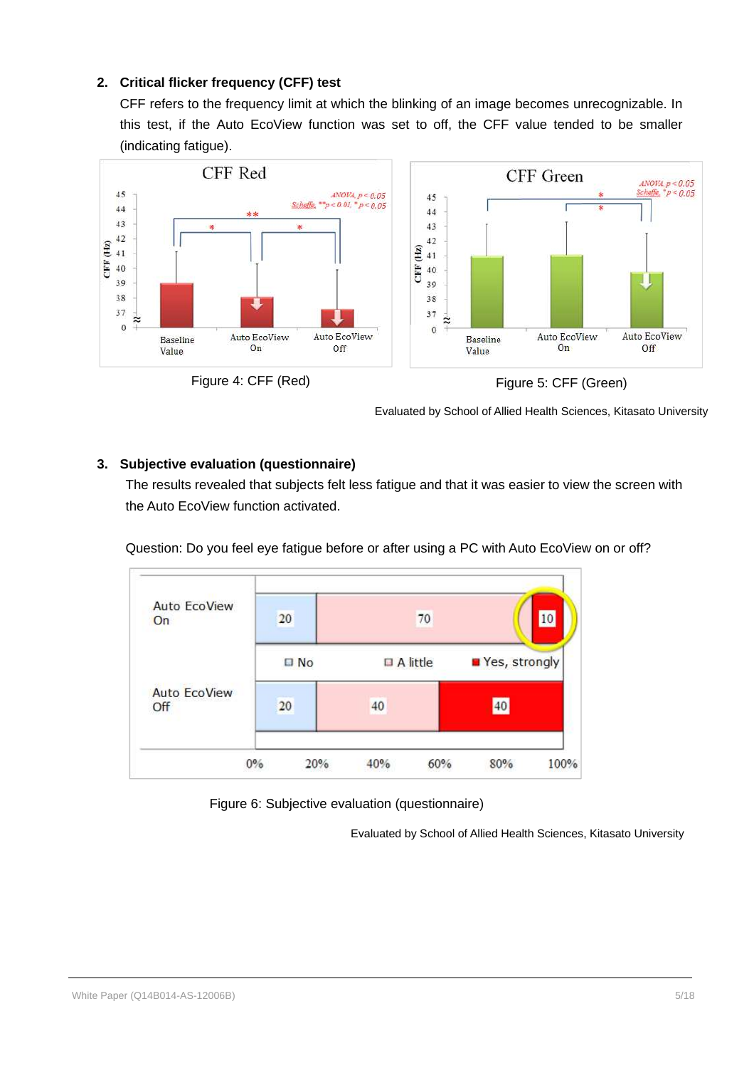## 2. Critical flicker frequency (CFF) test

CFF refers to the frequency limit at which the blinking of an image becomes unrecognizable. In this test, if the Auto EcoView function was set to off, the CFF value tended to be smaller (indicating fatigue).

Figure 4: CFF (Red)

Figure 5: CFF (Green)

Evaluated by School of Allied Health Sciences, Kitasato University

## 3. Subjective evaluation (questionnaire)

The results revealed that subjects felt less fatigue and that it was easier to view the screen with the Auto EcoView function activated.

Question: Do you feel eye fatigue before or after using a PC with Auto EcoView on or off?

Figure 6: Subjective evaluation (questionnaire)

Evaluated by School of Allied Health Sciences, Kitasato University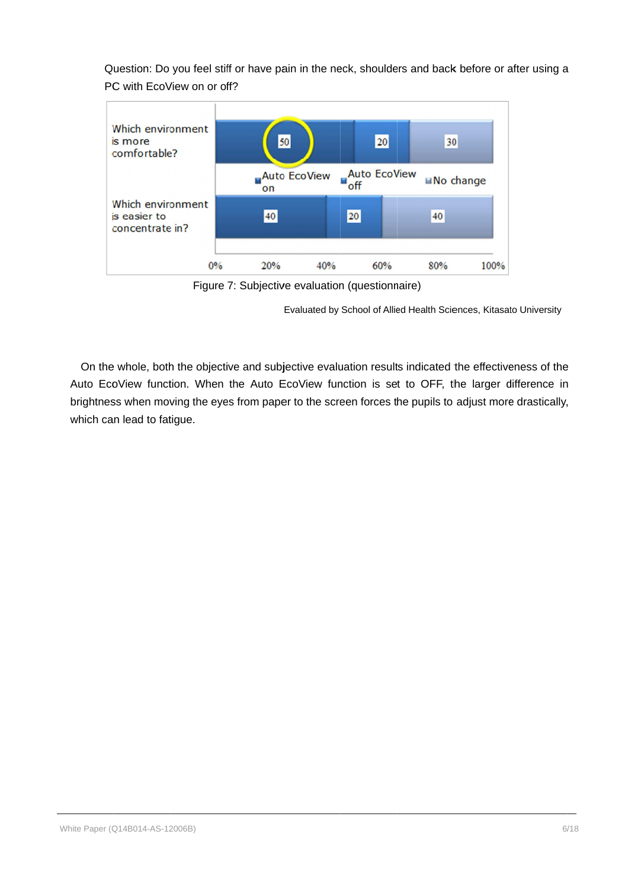Question: Do you feel stiff or have pain in the neck, shoulders and back before or after using a PC with EcoView on or off?

| | Auto EcoView on | Auto EcoView off | No change |
|---|---|---|---|
| Which environment is more comfortable? | 50 | 20 | 30 |
| Which environment is easier to concentrate in? | 40 | 20 | 40 |

Figure 7: Subjective evaluation (questionnaire)

Evaluated by School of Allied Health Sciences, Kitasato University

On the whole, both the objective and subjective evaluation results indicated the effectiveness of the Auto EcoView function. When the Auto EcoView function is set to OFF, the larger difference in brightness when moving the eyes from paper to the screen forces the pupils to adjust more drastically, which can lead to fatigue.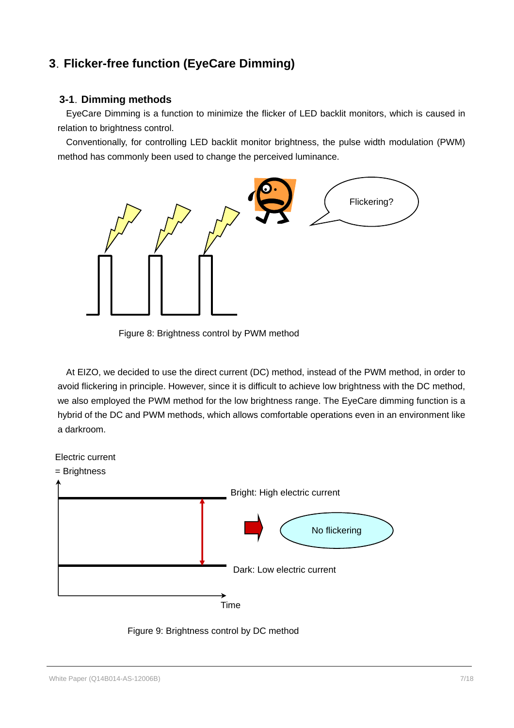## 3. Flicker-free function (EyeCare Dimming)

### 3-1. Dimming methods

EyeCare Dimming is a function to minimize the flicker of LED backlit monitors, which is caused in relation to brightness control.

Conventionally, for controlling LED backlit monitor brightness, the pulse width modulation (PWM) method has commonly been used to change the perceived luminance.

Flickering?

Figure 8: Brightness control by PWM method

At EIZO, we decided to use the direct current (DC) method, instead of the PWM method, in order to avoid flickering in principle. However, since it is difficult to achieve low brightness with the DC method, we also employed the PWM method for the low brightness range. The EyeCare dimming function is a hybrid of the DC and PWM methods, which allows comfortable operations even in an environment like a darkroom.

Electric current
= Brightness

Bright: High electric current

No flickering

Dark: Low electric current

Time

Figure 9: Brightness control by DC method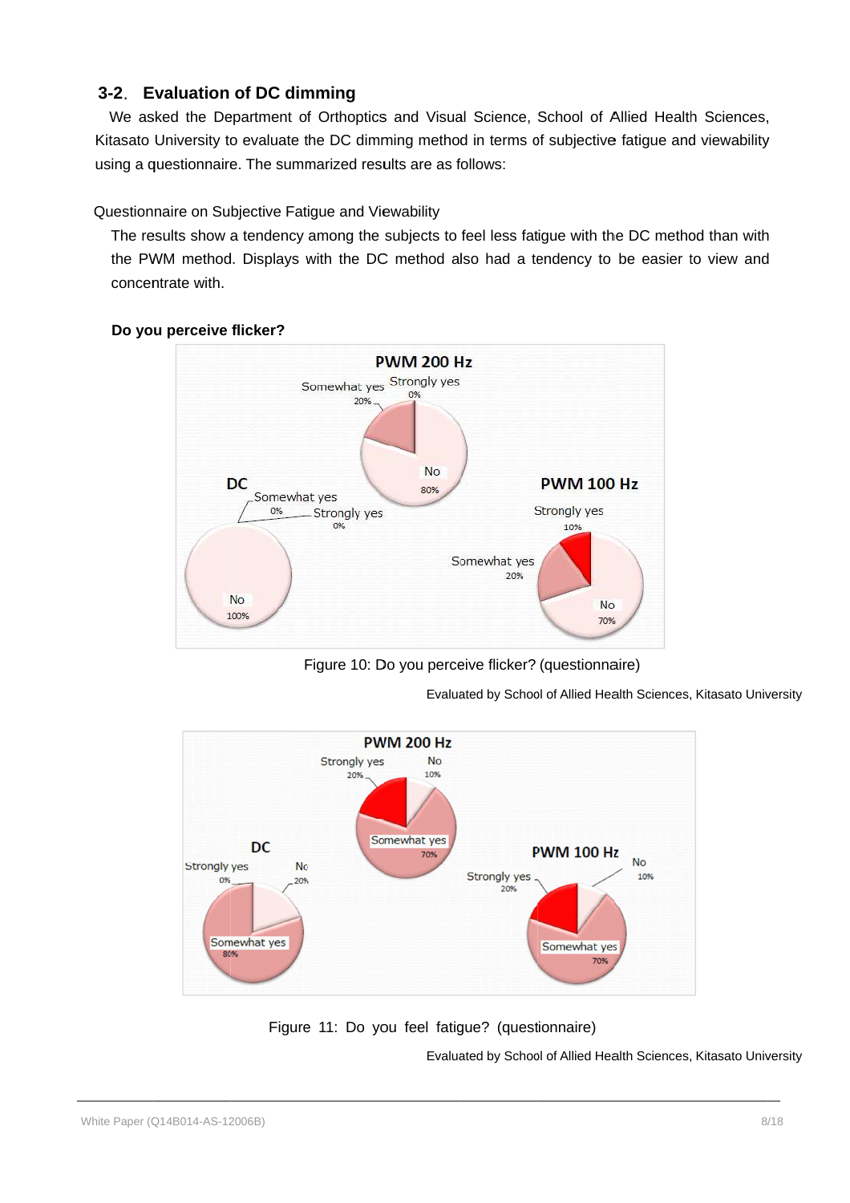## 3-2. Evaluation of DC dimming

We asked the Department of Orthoptics and Visual Science, School of Allied Health Sciences, Kitasato University to evaluate the DC dimming method in terms of subjective fatigue and viewability using a questionnaire. The summarized results are as follows:

Questionnaire on Subjective Fatigue and Viewability

The results show a tendency among the subjects to feel less fatigue with the DC method than with the PWM method. Displays with the DC method also had a tendency to be easier to view and concentrate with.

**Do you perceive flicker?**

| | Strongly yes | Somewhat yes | No |
|---|---|---|---|
| PWM 200 Hz | 0% | 20% | 80% |
| DC | 0% | 0% | 100% |
| PWM 100 Hz | 10% | 20% | 70% |

Figure 10: Do you perceive flicker? (questionnaire)

Evaluated by School of Allied Health Sciences, Kitasato University

| | Strongly yes | Somewhat yes | No |
|---|---|---|---|
| PWM 200 Hz | 20% | 70% | 10% |
| DC | 0% | 80% | 20% |
| PWM 100 Hz | 20% | 70% | 10% |

Figure 11: Do you feel fatigue? (questionnaire)

Evaluated by School of Allied Health Sciences, Kitasato University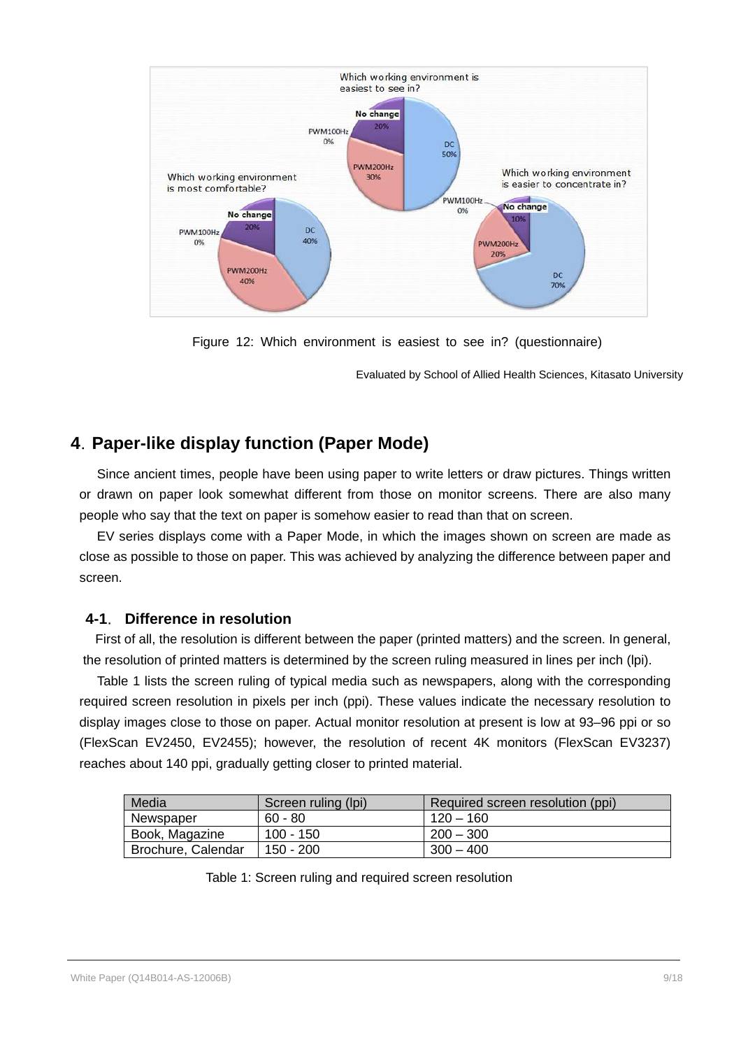Figure 12: Which environment is easiest to see in? (questionnaire)

Evaluated by School of Allied Health Sciences, Kitasato University

## 4. Paper-like display function (Paper Mode)

Since ancient times, people have been using paper to write letters or draw pictures. Things written or drawn on paper look somewhat different from those on monitor screens. There are also many people who say that the text on paper is somehow easier to read than that on screen.

EV series displays come with a Paper Mode, in which the images shown on screen are made as close as possible to those on paper. This was achieved by analyzing the difference between paper and screen.

### 4-1. Difference in resolution

First of all, the resolution is different between the paper (printed matters) and the screen. In general, the resolution of printed matters is determined by the screen ruling measured in lines per inch (lpi).

Table 1 lists the screen ruling of typical media such as newspapers, along with the corresponding required screen resolution in pixels per inch (ppi). These values indicate the necessary resolution to display images close to those on paper. Actual monitor resolution at present is low at 93–96 ppi or so (FlexScan EV2450, EV2455); however, the resolution of recent 4K monitors (FlexScan EV3237) reaches about 140 ppi, gradually getting closer to printed material.

| Media | Screen ruling (lpi) | Required screen resolution (ppi) |
| --- | --- | --- |
| Newspaper | 60 - 80 | 120 – 160 |
| Book, Magazine | 100 - 150 | 200 – 300 |
| Brochure, Calendar | 150 - 200 | 300 – 400 |

Table 1: Screen ruling and required screen resolution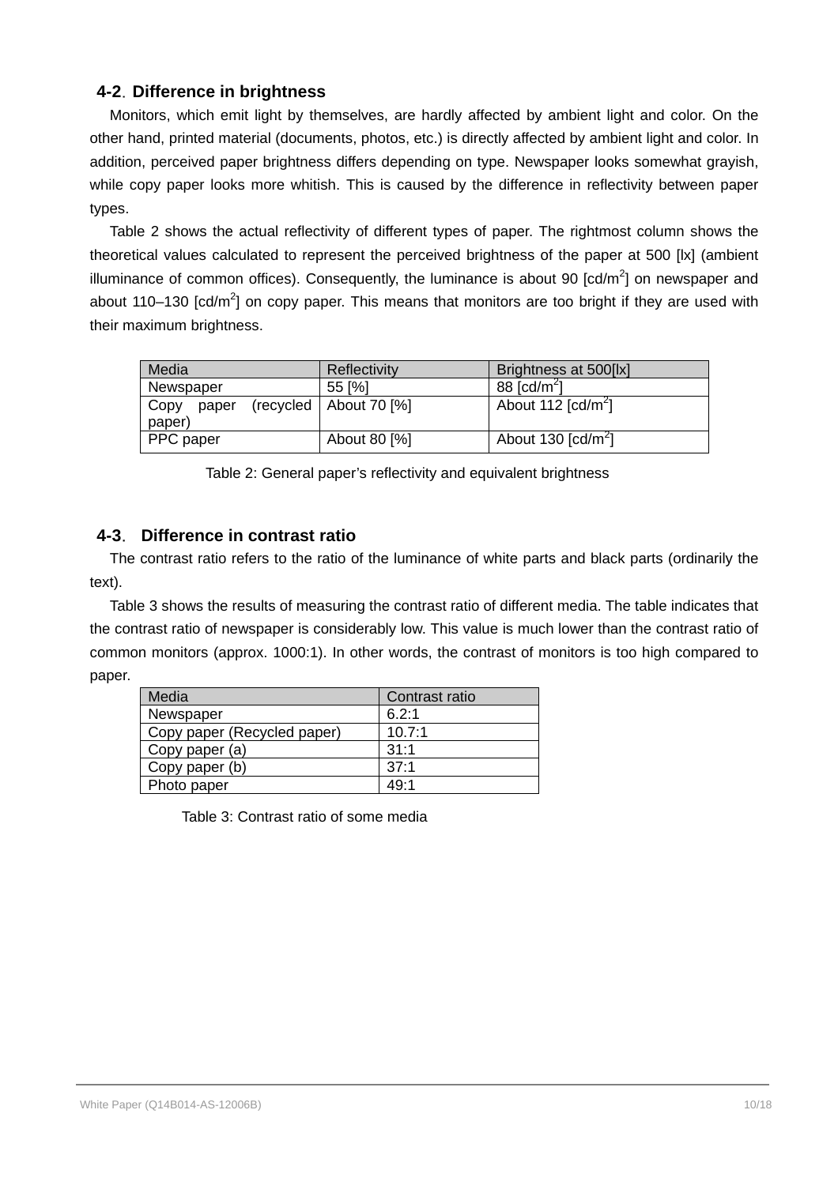## 4-2. Difference in brightness

Monitors, which emit light by themselves, are hardly affected by ambient light and color. On the other hand, printed material (documents, photos, etc.) is directly affected by ambient light and color. In addition, perceived paper brightness differs depending on type. Newspaper looks somewhat grayish, while copy paper looks more whitish. This is caused by the difference in reflectivity between paper types.

Table 2 shows the actual reflectivity of different types of paper. The rightmost column shows the theoretical values calculated to represent the perceived brightness of the paper at 500 [lx] (ambient illuminance of common offices). Consequently, the luminance is about 90 [cd/m$^2$] on newspaper and about 110–130 [cd/m$^2$] on copy paper. This means that monitors are too bright if they are used with their maximum brightness.

| Media | Reflectivity | Brightness at 500[lx] |
|---|---|---|
| Newspaper | 55 [%] | 88 [cd/m$^2$] |
| Copy paper (recycled paper) | About 70 [%] | About 112 [cd/m$^2$] |
| PPC paper | About 80 [%] | About 130 [cd/m$^2$] |

Table 2: General paper's reflectivity and equivalent brightness

## 4-3. Difference in contrast ratio

The contrast ratio refers to the ratio of the luminance of white parts and black parts (ordinarily the text).

Table 3 shows the results of measuring the contrast ratio of different media. The table indicates that the contrast ratio of newspaper is considerably low. This value is much lower than the contrast ratio of common monitors (approx. 1000:1). In other words, the contrast of monitors is too high compared to paper.

| Media | Contrast ratio |
|---|---|
| Newspaper | 6.2:1 |
| Copy paper (Recycled paper) | 10.7:1 |
| Copy paper (a) | 31:1 |
| Copy paper (b) | 37:1 |
| Photo paper | 49:1 |

Table 3: Contrast ratio of some media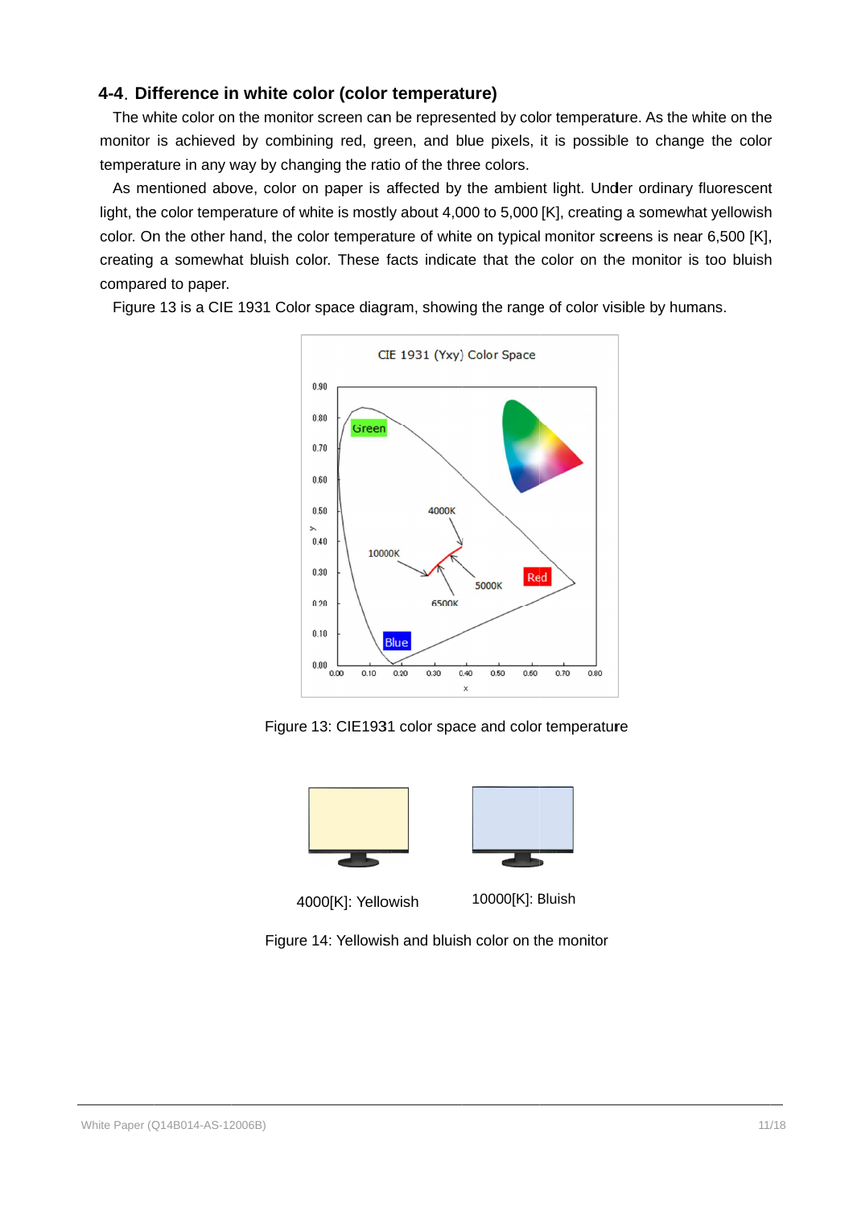## 4-4. Difference in white color (color temperature)

The white color on the monitor screen can be represented by color temperature. As the white on the monitor is achieved by combining red, green, and blue pixels, it is possible to change the color temperature in any way by changing the ratio of the three colors.

As mentioned above, color on paper is affected by the ambient light. Under ordinary fluorescent light, the color temperature of white is mostly about 4,000 to 5,000 [K], creating a somewhat yellowish color. On the other hand, the color temperature of white on typical monitor screens is near 6,500 [K], creating a somewhat bluish color. These facts indicate that the color on the monitor is too bluish compared to paper.

Figure 13 is a CIE 1931 Color space diagram, showing the range of color visible by humans.

Figure 13: CIE1931 color space and color temperature

4000[K]: Yellowish 10000[K]: Bluish

Figure 14: Yellowish and bluish color on the monitor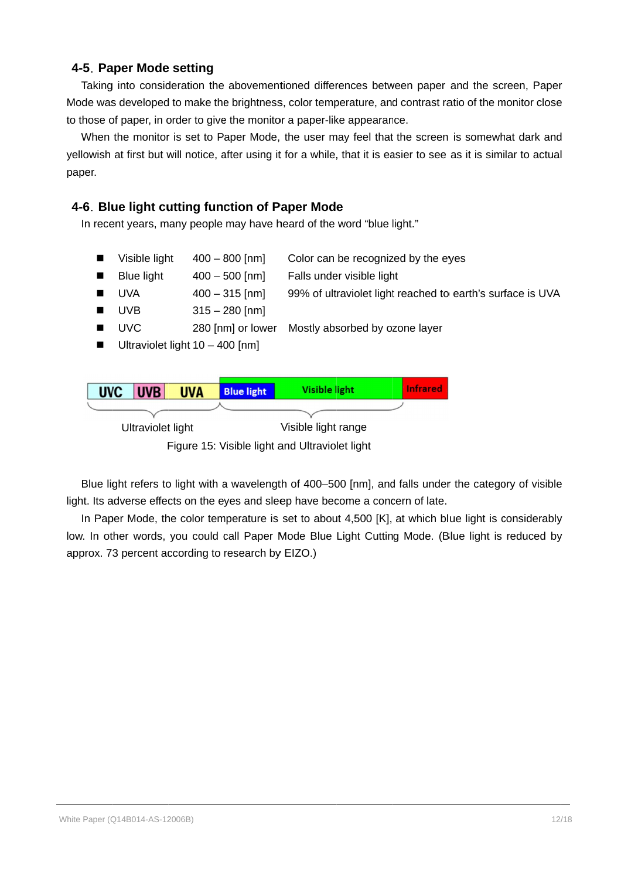## 4-5. Paper Mode setting

Taking into consideration the abovementioned differences between paper and the screen, Paper Mode was developed to make the brightness, color temperature, and contrast ratio of the monitor close to those of paper, in order to give the monitor a paper-like appearance.

When the monitor is set to Paper Mode, the user may feel that the screen is somewhat dark and yellowish at first but will notice, after using it for a while, that it is easier to see as it is similar to actual paper.

## 4-6. Blue light cutting function of Paper Mode

In recent years, many people may have heard of the word “blue light.”

- Visible light 400 – 800 [nm] Color can be recognized by the eyes
- Blue light 400 – 500 [nm] Falls under visible light
- UVA 400 – 315 [nm] 99% of ultraviolet light reached to earth’s surface is UVA
- UVB 315 – 280 [nm]
- UVC 280 [nm] or lower Mostly absorbed by ozone layer
- Ultraviolet light 10 – 400 [nm]

| UVC | UVB | UVA | Blue light | Visible light | Infrared |
|---|---|---|---|---|---|
| Ultraviolet light | | | Visible light range | | |

Figure 15: Visible light and Ultraviolet light

Blue light refers to light with a wavelength of 400–500 [nm], and falls under the category of visible light. Its adverse effects on the eyes and sleep have become a concern of late.

In Paper Mode, the color temperature is set to about 4,500 [K], at which blue light is considerably low. In other words, you could call Paper Mode Blue Light Cutting Mode. (Blue light is reduced by approx. 73 percent according to research by EIZO.)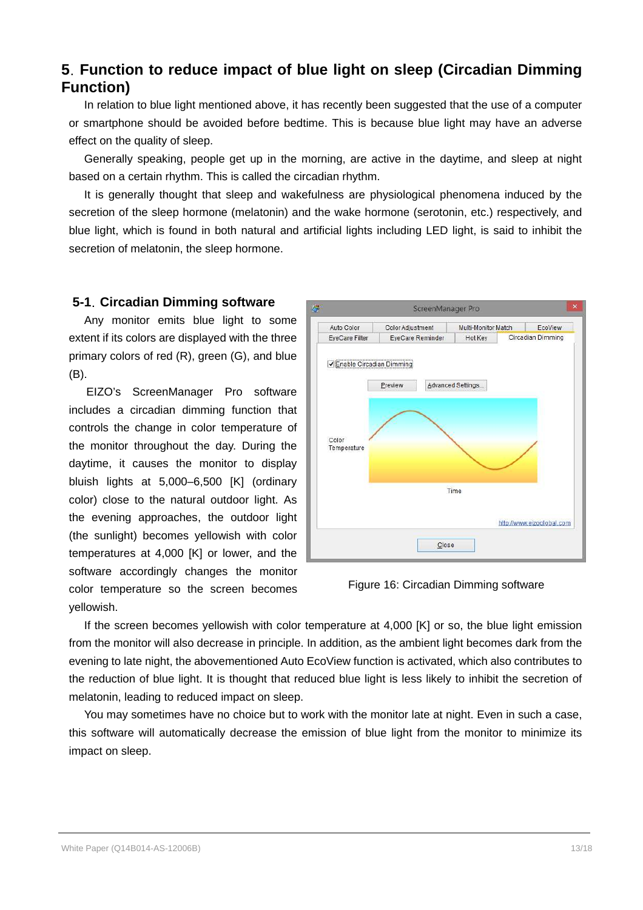# 5. Function to reduce impact of blue light on sleep (Circadian Dimming Function)

In relation to blue light mentioned above, it has recently been suggested that the use of a computer or smartphone should be avoided before bedtime. This is because blue light may have an adverse effect on the quality of sleep.

Generally speaking, people get up in the morning, are active in the daytime, and sleep at night based on a certain rhythm. This is called the circadian rhythm.

It is generally thought that sleep and wakefulness are physiological phenomena induced by the secretion of the sleep hormone (melatonin) and the wake hormone (serotonin, etc.) respectively, and blue light, which is found in both natural and artificial lights including LED light, is said to inhibit the secretion of melatonin, the sleep hormone.

## 5-1. Circadian Dimming software

Any monitor emits blue light to some extent if its colors are displayed with the three primary colors of red (R), green (G), and blue (B).

EIZO's ScreenManager Pro software includes a circadian dimming function that controls the change in color temperature of the monitor throughout the day. During the daytime, it causes the monitor to display bluish lights at 5,000–6,500 [K] (ordinary color) close to the natural outdoor light. As the evening approaches, the outdoor light (the sunlight) becomes yellowish with color temperatures at 4,000 [K] or lower, and the software accordingly changes the monitor color temperature so the screen becomes yellowish.

Figure 16: Circadian Dimming software

If the screen becomes yellowish with color temperature at 4,000 [K] or so, the blue light emission from the monitor will also decrease in principle. In addition, as the ambient light becomes dark from the evening to late night, the abovementioned Auto EcoView function is activated, which also contributes to the reduction of blue light. It is thought that reduced blue light is less likely to inhibit the secretion of melatonin, leading to reduced impact on sleep.

You may sometimes have no choice but to work with the monitor late at night. Even in such a case, this software will automatically decrease the emission of blue light from the monitor to minimize its impact on sleep.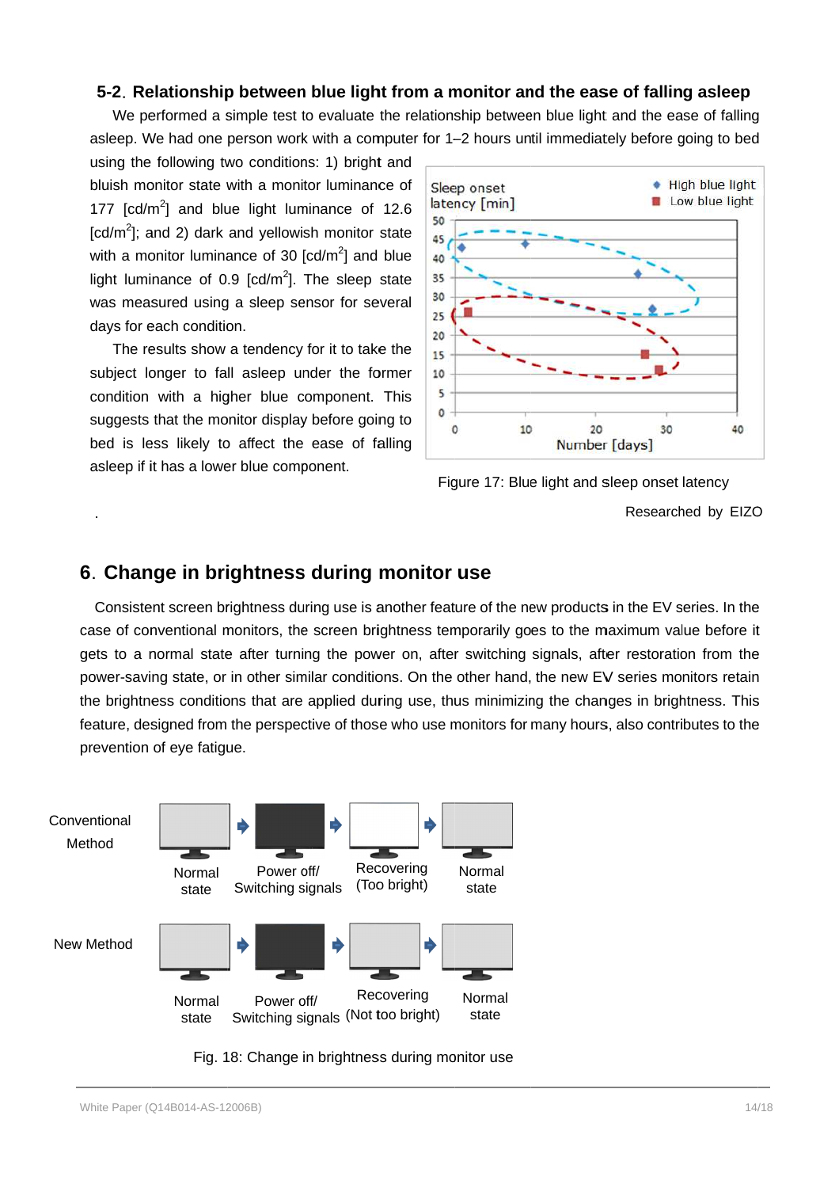## 5-2. Relationship between blue light from a monitor and the ease of falling asleep

We performed a simple test to evaluate the relationship between blue light and the ease of falling asleep. We had one person work with a computer for 1–2 hours until immediately before going to bed using the following two conditions: 1) bright and bluish monitor state with a monitor luminance of 177 [cd/m$^2$] and blue light luminance of 12.6 [cd/m$^2$]; and 2) dark and yellowish monitor state with a monitor luminance of 30 [cd/m$^2$] and blue light luminance of 0.9 [cd/m$^2$]. The sleep state was measured using a sleep sensor for several days for each condition.

The results show a tendency for it to take the subject longer to fall asleep under the former condition with a higher blue component. This suggests that the monitor display before going to bed is less likely to affect the ease of falling asleep if it has a lower blue component.

Figure 17: Blue light and sleep onset latency

Researched by EIZO

## 6. Change in brightness during monitor use

Consistent screen brightness during use is another feature of the new products in the EV series. In the case of conventional monitors, the screen brightness temporarily goes to the maximum value before it gets to a normal state after turning the power on, after switching signals, after restoration from the power-saving state, or in other similar conditions. On the other hand, the new EV series monitors retain the brightness conditions that are applied during use, thus minimizing the changes in brightness. This feature, designed from the perspective of those who use monitors for many hours, also contributes to the prevention of eye fatigue.

Fig. 18: Change in brightness during monitor use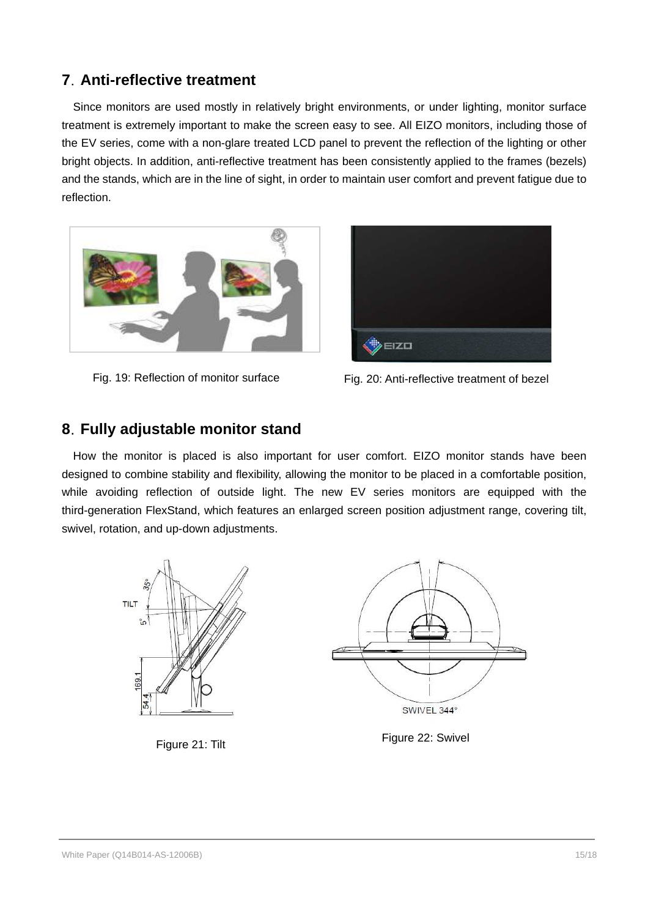## 7. Anti-reflective treatment

Since monitors are used mostly in relatively bright environments, or under lighting, monitor surface treatment is extremely important to make the screen easy to see. All EIZO monitors, including those of the EV series, come with a non-glare treated LCD panel to prevent the reflection of the lighting or other bright objects. In addition, anti-reflective treatment has been consistently applied to the frames (bezels) and the stands, which are in the line of sight, in order to maintain user comfort and prevent fatigue due to reflection.

Fig. 19: Reflection of monitor surface

Fig. 20: Anti-reflective treatment of bezel

## 8. Fully adjustable monitor stand

How the monitor is placed is also important for user comfort. EIZO monitor stands have been designed to combine stability and flexibility, allowing the monitor to be placed in a comfortable position, while avoiding reflection of outside light. The new EV series monitors are equipped with the third-generation FlexStand, which features an enlarged screen position adjustment range, covering tilt, swivel, rotation, and up-down adjustments.

Figure 21: Tilt

Figure 22: Swivel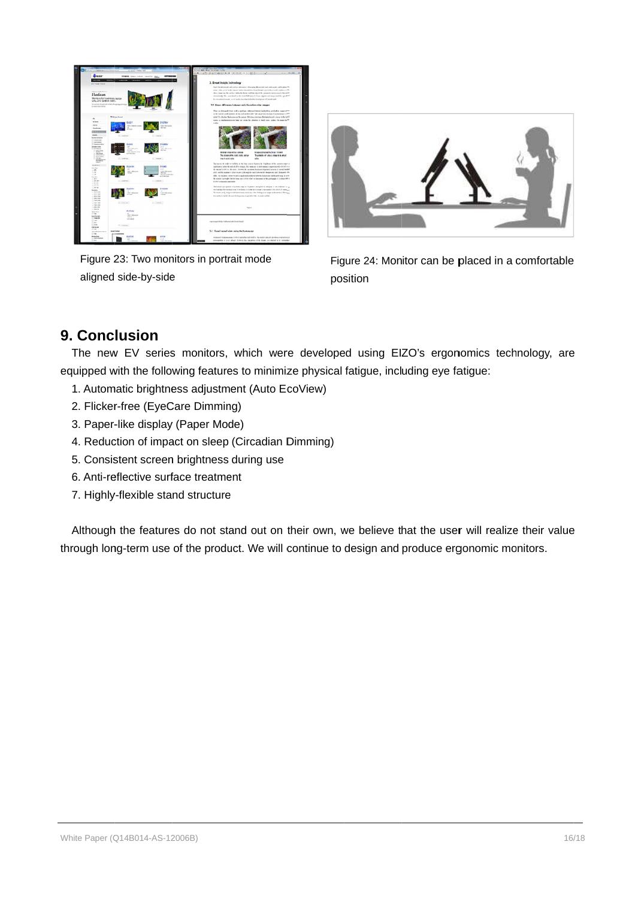Figure 23: Two monitors in portrait mode aligned side-by-side

Figure 24: Monitor can be placed in a comfortable position

## 9. Conclusion

The new EV series monitors, which were developed using EIZO's ergonomics technology, are equipped with the following features to minimize physical fatigue, including eye fatigue:

1. Automatic brightness adjustment (Auto EcoView)
2. Flicker-free (EyeCare Dimming)
3. Paper-like display (Paper Mode)
4. Reduction of impact on sleep (Circadian Dimming)
5. Consistent screen brightness during use
6. Anti-reflective surface treatment
7. Highly-flexible stand structure

Although the features do not stand out on their own, we believe that the user will realize their value through long-term use of the product. We will continue to design and produce ergonomic monitors.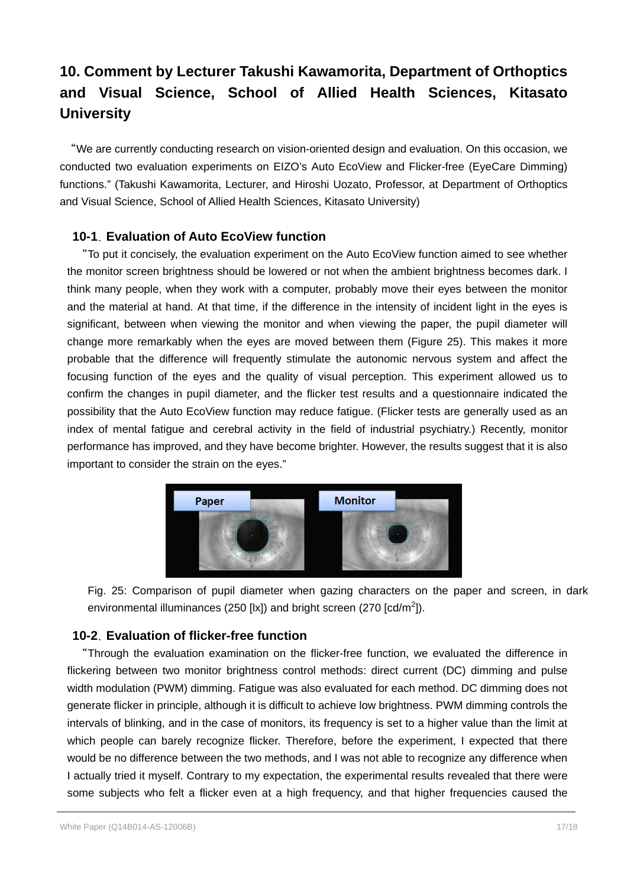## 10. Comment by Lecturer Takushi Kawamorita, Department of Orthoptics and Visual Science, School of Allied Health Sciences, Kitasato University

"We are currently conducting research on vision-oriented design and evaluation. On this occasion, we conducted two evaluation experiments on EIZO's Auto EcoView and Flicker-free (EyeCare Dimming) functions." (Takushi Kawamorita, Lecturer, and Hiroshi Uozato, Professor, at Department of Orthoptics and Visual Science, School of Allied Health Sciences, Kitasato University)

### 10-1. Evaluation of Auto EcoView function

"To put it concisely, the evaluation experiment on the Auto EcoView function aimed to see whether the monitor screen brightness should be lowered or not when the ambient brightness becomes dark. I think many people, when they work with a computer, probably move their eyes between the monitor and the material at hand. At that time, if the difference in the intensity of incident light in the eyes is significant, between when viewing the monitor and when viewing the paper, the pupil diameter will change more remarkably when the eyes are moved between them (Figure 25). This makes it more probable that the difference will frequently stimulate the autonomic nervous system and affect the focusing function of the eyes and the quality of visual perception. This experiment allowed us to confirm the changes in pupil diameter, and the flicker test results and a questionnaire indicated the possibility that the Auto EcoView function may reduce fatigue. (Flicker tests are generally used as an index of mental fatigue and cerebral activity in the field of industrial psychiatry.) Recently, monitor performance has improved, and they have become brighter. However, the results suggest that it is also important to consider the strain on the eyes."

Fig. 25: Comparison of pupil diameter when gazing characters on the paper and screen, in dark environmental illuminances (250 [lx]) and bright screen (270 [cd/m$^2$]).

### 10-2. Evaluation of flicker-free function

"Through the evaluation examination on the flicker-free function, we evaluated the difference in flickering between two monitor brightness control methods: direct current (DC) dimming and pulse width modulation (PWM) dimming. Fatigue was also evaluated for each method. DC dimming does not generate flicker in principle, although it is difficult to achieve low brightness. PWM dimming controls the intervals of blinking, and in the case of monitors, its frequency is set to a higher value than the limit at which people can barely recognize flicker. Therefore, before the experiment, I expected that there would be no difference between the two methods, and I was not able to recognize any difference when I actually tried it myself. Contrary to my expectation, the experimental results revealed that there were some subjects who felt a flicker even at a high frequency, and that higher frequencies caused the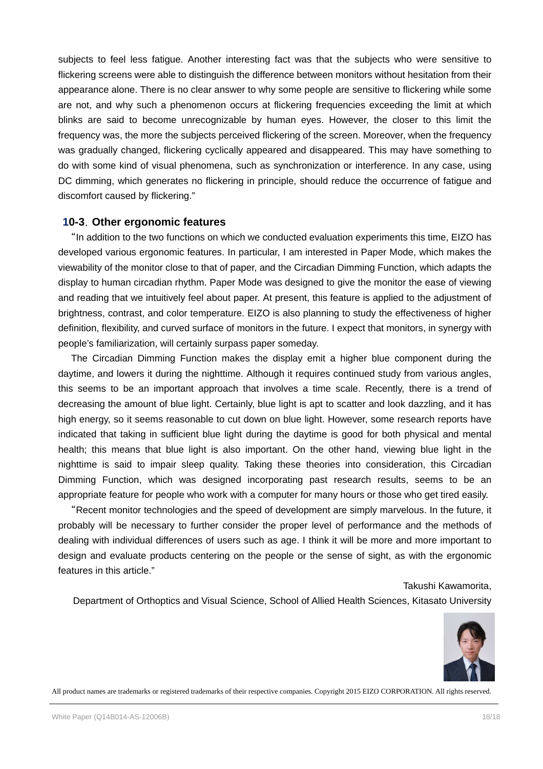subjects to feel less fatigue. Another interesting fact was that the subjects who were sensitive to flickering screens were able to distinguish the difference between monitors without hesitation from their appearance alone. There is no clear answer to why some people are sensitive to flickering while some are not, and why such a phenomenon occurs at flickering frequencies exceeding the limit at which blinks are said to become unrecognizable by human eyes. However, the closer to this limit the frequency was, the more the subjects perceived flickering of the screen. Moreover, when the frequency was gradually changed, flickering cyclically appeared and disappeared. This may have something to do with some kind of visual phenomena, such as synchronization or interference. In any case, using DC dimming, which generates no flickering in principle, should reduce the occurrence of fatigue and discomfort caused by flickering."

### 10-3. Other ergonomic features

"In addition to the two functions on which we conducted evaluation experiments this time, EIZO has developed various ergonomic features. In particular, I am interested in Paper Mode, which makes the viewability of the monitor close to that of paper, and the Circadian Dimming Function, which adapts the display to human circadian rhythm. Paper Mode was designed to give the monitor the ease of viewing and reading that we intuitively feel about paper. At present, this feature is applied to the adjustment of brightness, contrast, and color temperature. EIZO is also planning to study the effectiveness of higher definition, flexibility, and curved surface of monitors in the future. I expect that monitors, in synergy with people's familiarization, will certainly surpass paper someday.

The Circadian Dimming Function makes the display emit a higher blue component during the daytime, and lowers it during the nighttime. Although it requires continued study from various angles, this seems to be an important approach that involves a time scale. Recently, there is a trend of decreasing the amount of blue light. Certainly, blue light is apt to scatter and look dazzling, and it has high energy, so it seems reasonable to cut down on blue light. However, some research reports have indicated that taking in sufficient blue light during the daytime is good for both physical and mental health; this means that blue light is also important. On the other hand, viewing blue light in the nighttime is said to impair sleep quality. Taking these theories into consideration, this Circadian Dimming Function, which was designed incorporating past research results, seems to be an appropriate feature for people who work with a computer for many hours or those who get tired easily.

"Recent monitor technologies and the speed of development are simply marvelous. In the future, it probably will be necessary to further consider the proper level of performance and the methods of dealing with individual differences of users such as age. I think it will be more and more important to design and evaluate products centering on the people or the sense of sight, as with the ergonomic features in this article."

Takushi Kawamorita,
Department of Orthoptics and Visual Science, School of Allied Health Sciences, Kitasato University

All product names are trademarks or registered trademarks of their respective companies. Copyright 2015 EIZO CORPORATION. All rights reserved.